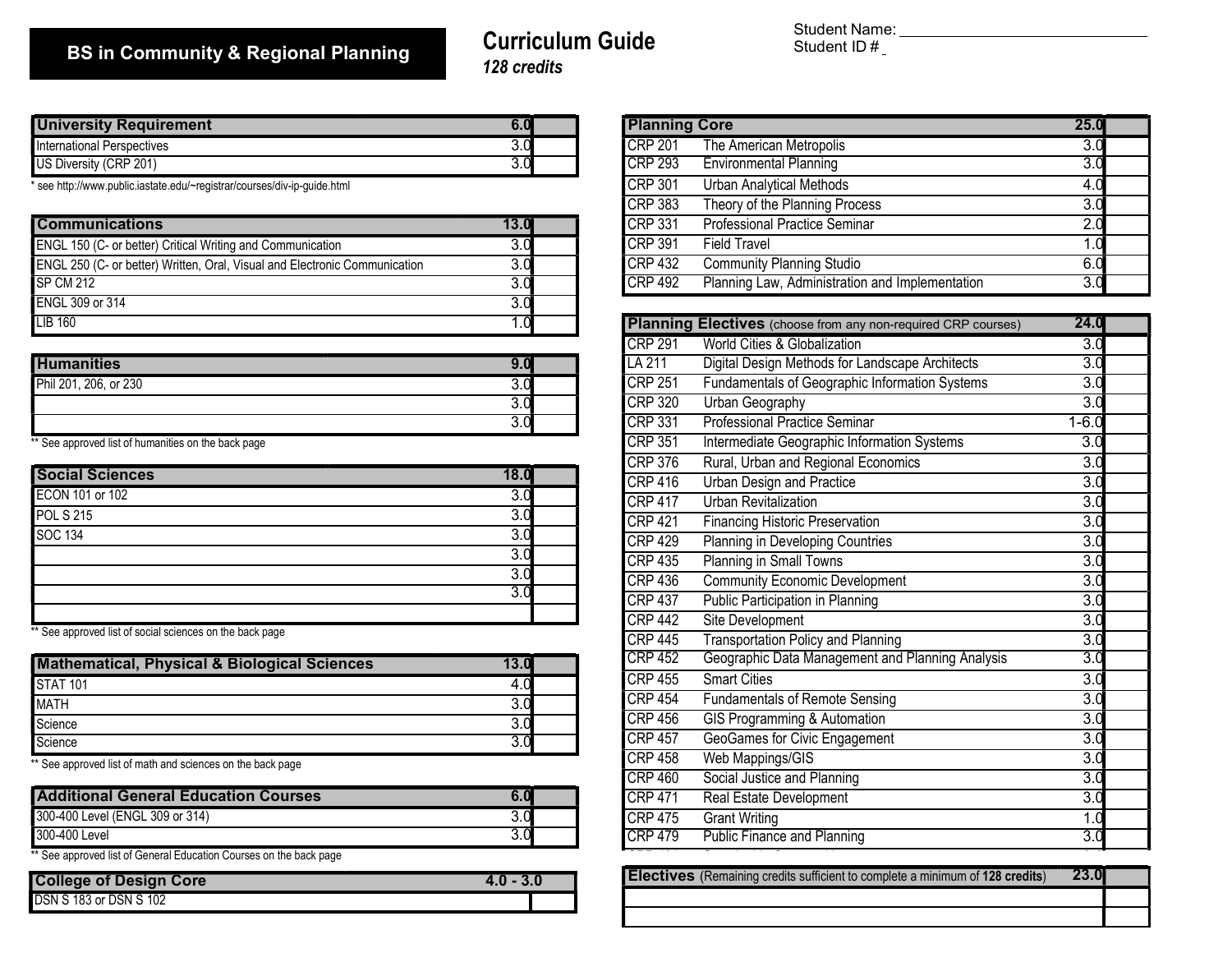# BS in Community & Regional Planning

## Curriculum Guide

*128 credits*

Student Name: ______________________________
Student ID # _

| University Requirement | 6.0 | |
|---|---|---|
| International Perspectives | 3.0 | |
| US Diversity (CRP 201) | 3.0 | |

\* see http://www.public.iastate.edu/~registrar/courses/div-ip-guide.html

| Communications | 13.0 | |
|---|---|---|
| ENGL 150 (C- or better) Critical Writing and Communication | 3.0 | |
| ENGL 250 (C- or better) Written, Oral, Visual and Electronic Communication | 3.0 | |
| SP CM 212 | 3.0 | |
| ENGL 309 or 314 | 3.0 | |
| LIB 160 | 1.0 | |

| Humanities | 9.0 | |
|---|---|---|
| Phil 201, 206, or 230 | 3.0 | |
| | 3.0 | |
| | 3.0 | |

\*\* See approved list of humanities on the back page

| Social Sciences | 18.0 | |
|---|---|---|
| ECON 101 or 102 | 3.0 | |
| POL S 215 | 3.0 | |
| SOC 134 | 3.0 | |
| | 3.0 | |
| | 3.0 | |
| | 3.0 | |
| | | |

\*\* See approved list of social sciences on the back page

| Mathematical, Physical & Biological Sciences | 13.0 | |
|---|---|---|
| STAT 101 | 4.0 | |
| MATH | 3.0 | |
| Science | 3.0 | |
| Science | 3.0 | |

\*\* See approved list of math and sciences on the back page

| Additional General Education Courses | 6.0 | |
|---|---|---|
| 300-400 Level (ENGL 309 or 314) | 3.0 | |
| 300-400 Level | 3.0 | |

\*\* See approved list of General Education Courses on the back page

| College of Design Core | 4.0 - 3.0 | |
|---|---|---|
| DSN S 183 or DSN S 102 | | |

| Planning Core | | 25.0 | |
|---|---|---|---|
| CRP 201 | The American Metropolis | 3.0 | |
| CRP 293 | Environmental Planning | 3.0 | |
| CRP 301 | Urban Analytical Methods | 4.0 | |
| CRP 383 | Theory of the Planning Process | 3.0 | |
| CRP 331 | Professional Practice Seminar | 2.0 | |
| CRP 391 | Field Travel | 1.0 | |
| CRP 432 | Community Planning Studio | 6.0 | |
| CRP 492 | Planning Law, Administration and Implementation | 3.0 | |

| Planning Electives (choose from any non-required CRP courses) | | 24.0 | |
|---|---|---|---|
| CRP 291 | World Cities & Globalization | 3.0 | |
| LA 211 | Digital Design Methods for Landscape Architects | 3.0 | |
| CRP 251 | Fundamentals of Geographic Information Systems | 3.0 | |
| CRP 320 | Urban Geography | 3.0 | |
| CRP 331 | Professional Practice Seminar | 1-6.0 | |
| CRP 351 | Intermediate Geographic Information Systems | 3.0 | |
| CRP 376 | Rural, Urban and Regional Economics | 3.0 | |
| CRP 416 | Urban Design and Practice | 3.0 | |
| CRP 417 | Urban Revitalization | 3.0 | |
| CRP 421 | Financing Historic Preservation | 3.0 | |
| CRP 429 | Planning in Developing Countries | 3.0 | |
| CRP 435 | Planning in Small Towns | 3.0 | |
| CRP 436 | Community Economic Development | 3.0 | |
| CRP 437 | Public Participation in Planning | 3.0 | |
| CRP 442 | Site Development | 3.0 | |
| CRP 445 | Transportation Policy and Planning | 3.0 | |
| CRP 452 | Geographic Data Management and Planning Analysis | 3.0 | |
| CRP 455 | Smart Cities | 3.0 | |
| CRP 454 | Fundamentals of Remote Sensing | 3.0 | |
| CRP 456 | GIS Programming & Automation | 3.0 | |
| CRP 457 | GeoGames for Civic Engagement | 3.0 | |
| CRP 458 | Web Mappings/GIS | 3.0 | |
| CRP 460 | Social Justice and Planning | 3.0 | |
| CRP 471 | Real Estate Development | 3.0 | |
| CRP 475 | Grant Writing | 1.0 | |
| CRP 479 | Public Finance and Planning | 3.0 | |

| Electives (Remaining credits sufficient to complete a minimum of **128 credits**) | 23.0 | |
|---|---|---|
| | | |
| | | |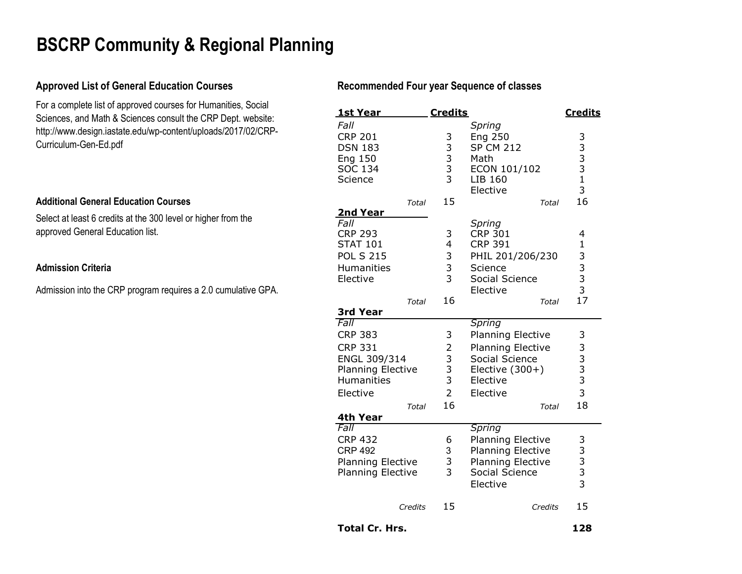# BSCRP Community & Regional Planning

### Approved List of General Education Courses

For a complete list of approved courses for Humanities, Social Sciences, and Math & Sciences consult the CRP Dept. website: http://www.design.iastate.edu/wp-content/uploads/2017/02/CRP-Curriculum-Gen-Ed.pdf

### Additional General Education Courses

Select at least 6 credits at the 300 level or higher from the approved General Education list.

### Admission Criteria

Admission into the CRP program requires a 2.0 cumulative GPA.

### Recommended Four year Sequence of classes

| **1st Year** | **Credits** | | **Credits** |
|---|---|---|---|
| *Fall* | | *Spring* | |
| CRP 201 | 3 | Eng 250 | 3 |
| DSN 183 | 3 | SP CM 212 | 3 |
| Eng 150 | 3 | Math | 3 |
| SOC 134 | 3 | ECON 101/102 | 3 |
| Science | 3 | LIB 160 | 1 |
| | | Elective | 3 |
| *Total* | 15 | *Total* | 16 |
| **2nd Year** | | | |
| *Fall* | | *Spring* | |
| CRP 293 | 3 | CRP 301 | 4 |
| STAT 101 | 4 | CRP 391 | 1 |
| POL S 215 | 3 | PHIL 201/206/230 | 3 |
| Humanities | 3 | Science | 3 |
| Elective | 3 | Social Science | 3 |
| | | Elective | 3 |
| *Total* | 16 | *Total* | 17 |
| **3rd Year** | | | |
| *Fall* | | *Spring* | |
| CRP 383 | 3 | Planning Elective | 3 |
| CRP 331 | 2 | Planning Elective | 3 |
| ENGL 309/314 | 3 | Social Science | 3 |
| Planning Elective | 3 | Elective (300+) | 3 |
| Humanities | 3 | Elective | 3 |
| Elective | 2 | Elective | 3 |
| *Total* | 16 | *Total* | 18 |
| **4th Year** | | | |
| *Fall* | | *Spring* | |
| CRP 432 | 6 | Planning Elective | 3 |
| CRP 492 | 3 | Planning Elective | 3 |
| Planning Elective | 3 | Planning Elective | 3 |
| Planning Elective | 3 | Social Science | 3 |
| | | Elective | 3 |
| *Credits* | 15 | *Credits* | 15 |
| **Total Cr. Hrs.** | | | **128** |